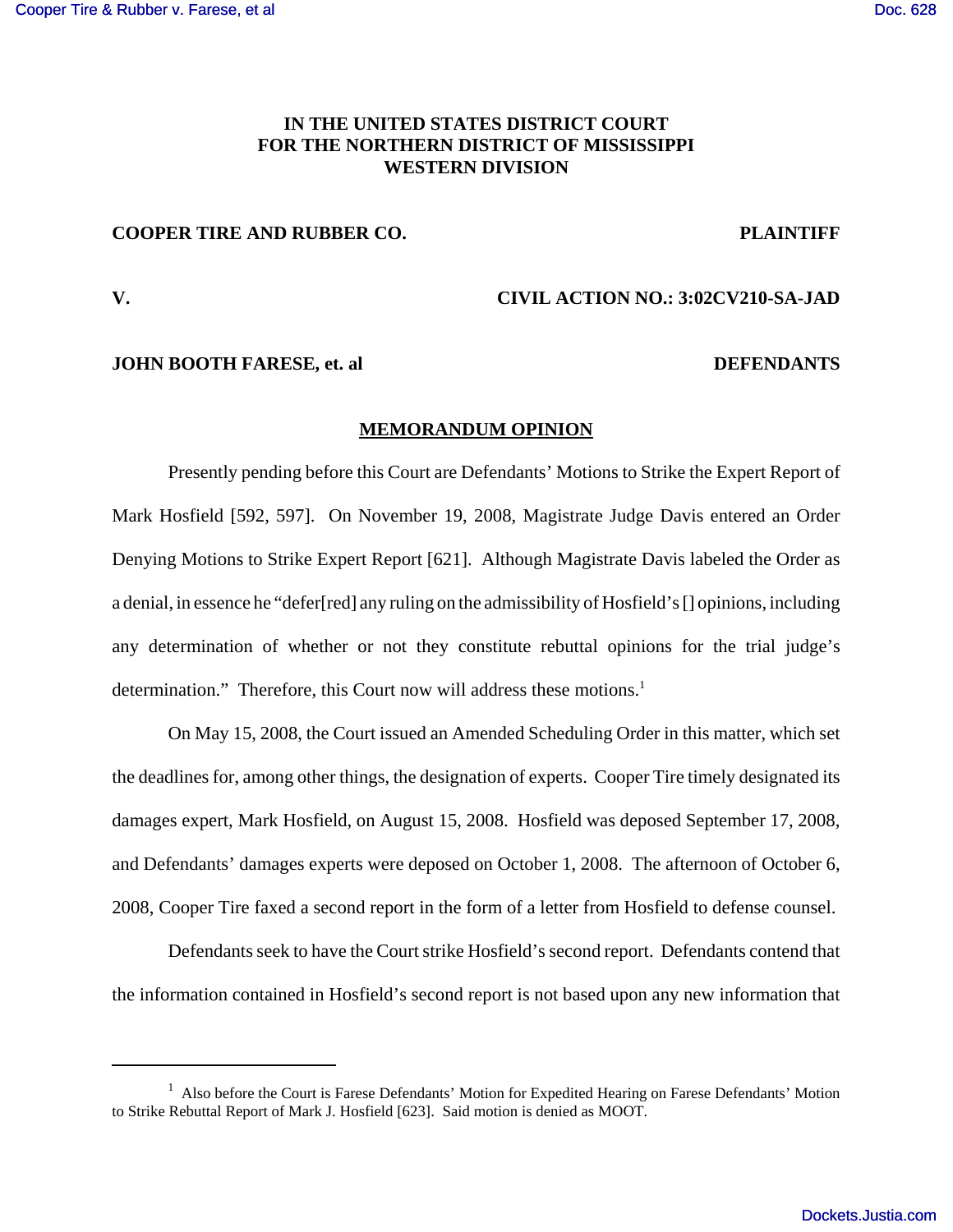**IN THE UNITED STATES DISTRICT COURT**
**FOR THE NORTHERN DISTRICT OF MISSISSIPPI**
**WESTERN DIVISION**

**COOPER TIRE AND RUBBER CO.** **PLAINTIFF**

**V.** **CIVIL ACTION NO.: 3:02CV210-SA-JAD**

**JOHN BOOTH FARESE, et. al** **DEFENDANTS**

**MEMORANDUM OPINION**

Presently pending before this Court are Defendants' Motions to Strike the Expert Report of Mark Hosfield [592, 597]. On November 19, 2008, Magistrate Judge Davis entered an Order Denying Motions to Strike Expert Report [621]. Although Magistrate Davis labeled the Order as a denial, in essence he "defer[red] any ruling on the admissibility of Hosfield's [] opinions, including any determination of whether or not they constitute rebuttal opinions for the trial judge's determination." Therefore, this Court now will address these motions.[1]

On May 15, 2008, the Court issued an Amended Scheduling Order in this matter, which set the deadlines for, among other things, the designation of experts. Cooper Tire timely designated its damages expert, Mark Hosfield, on August 15, 2008. Hosfield was deposed September 17, 2008, and Defendants' damages experts were deposed on October 1, 2008. The afternoon of October 6, 2008, Cooper Tire faxed a second report in the form of a letter from Hosfield to defense counsel.

Defendants seek to have the Court strike Hosfield's second report. Defendants contend that the information contained in Hosfield's second report is not based upon any new information that

[1] Also before the Court is Farese Defendants' Motion for Expedited Hearing on Farese Defendants' Motion to Strike Rebuttal Report of Mark J. Hosfield [623]. Said motion is denied as MOOT.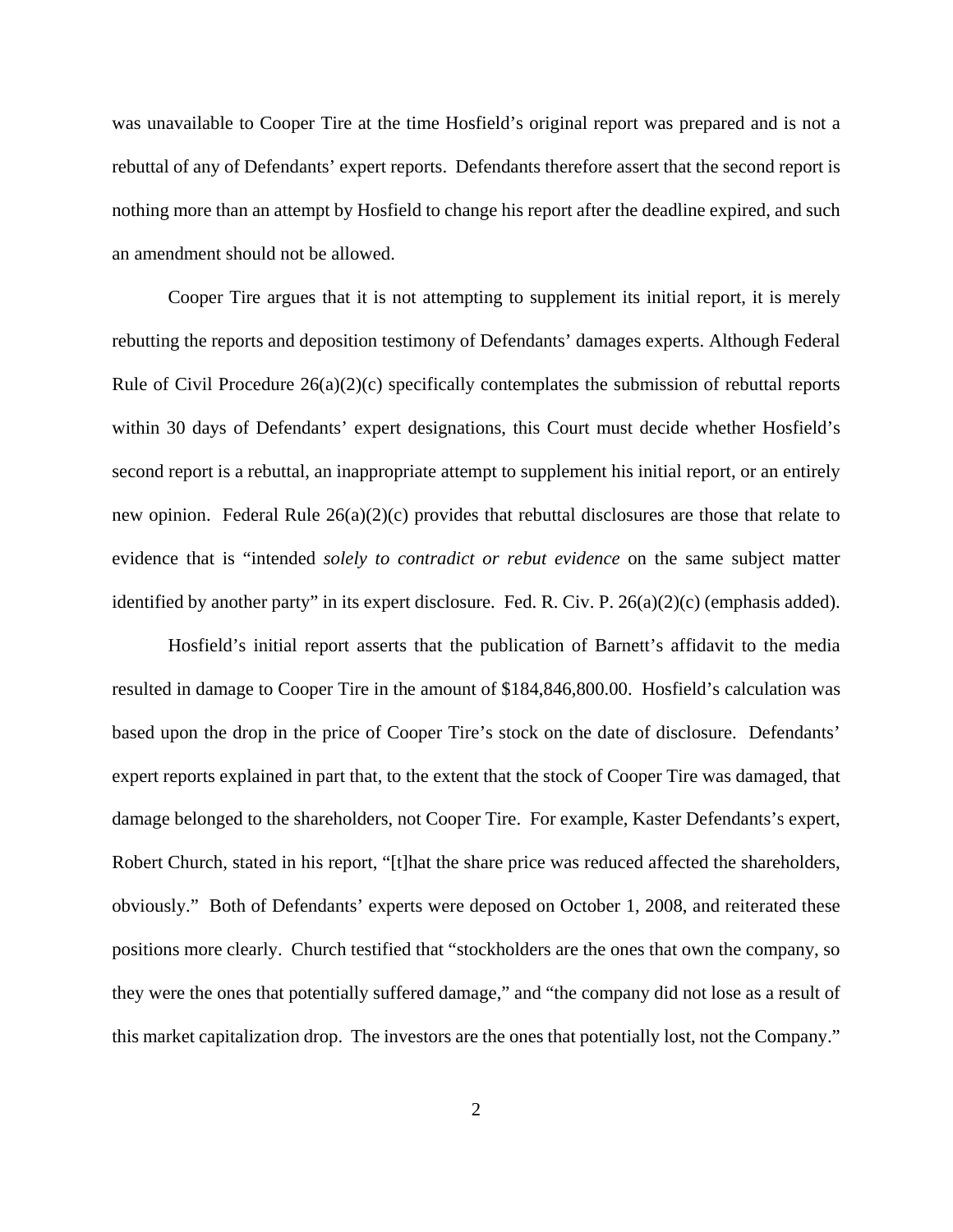was unavailable to Cooper Tire at the time Hosfield's original report was prepared and is not a rebuttal of any of Defendants' expert reports. Defendants therefore assert that the second report is nothing more than an attempt by Hosfield to change his report after the deadline expired, and such an amendment should not be allowed.

Cooper Tire argues that it is not attempting to supplement its initial report, it is merely rebutting the reports and deposition testimony of Defendants' damages experts. Although Federal Rule of Civil Procedure 26(a)(2)(c) specifically contemplates the submission of rebuttal reports within 30 days of Defendants' expert designations, this Court must decide whether Hosfield's second report is a rebuttal, an inappropriate attempt to supplement his initial report, or an entirely new opinion. Federal Rule 26(a)(2)(c) provides that rebuttal disclosures are those that relate to evidence that is "intended *solely to contradict or rebut evidence* on the same subject matter identified by another party" in its expert disclosure. Fed. R. Civ. P. 26(a)(2)(c) (emphasis added).

Hosfield's initial report asserts that the publication of Barnett's affidavit to the media resulted in damage to Cooper Tire in the amount of $184,846,800.00. Hosfield's calculation was based upon the drop in the price of Cooper Tire's stock on the date of disclosure. Defendants' expert reports explained in part that, to the extent that the stock of Cooper Tire was damaged, that damage belonged to the shareholders, not Cooper Tire. For example, Kaster Defendants's expert, Robert Church, stated in his report, "[t]hat the share price was reduced affected the shareholders, obviously." Both of Defendants' experts were deposed on October 1, 2008, and reiterated these positions more clearly. Church testified that "stockholders are the ones that own the company, so they were the ones that potentially suffered damage," and "the company did not lose as a result of this market capitalization drop. The investors are the ones that potentially lost, not the Company."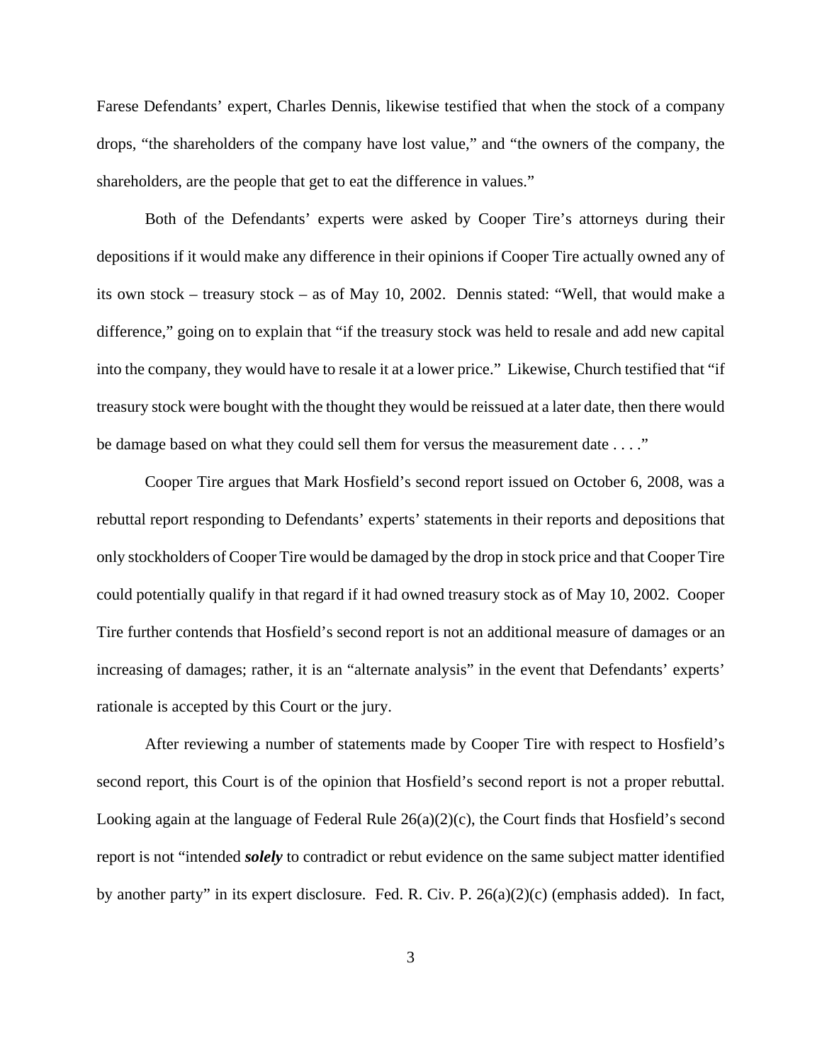Farese Defendants' expert, Charles Dennis, likewise testified that when the stock of a company drops, "the shareholders of the company have lost value," and "the owners of the company, the shareholders, are the people that get to eat the difference in values."

Both of the Defendants' experts were asked by Cooper Tire's attorneys during their depositions if it would make any difference in their opinions if Cooper Tire actually owned any of its own stock – treasury stock – as of May 10, 2002. Dennis stated: "Well, that would make a difference," going on to explain that "if the treasury stock was held to resale and add new capital into the company, they would have to resale it at a lower price." Likewise, Church testified that "if treasury stock were bought with the thought they would be reissued at a later date, then there would be damage based on what they could sell them for versus the measurement date . . . ."

Cooper Tire argues that Mark Hosfield's second report issued on October 6, 2008, was a rebuttal report responding to Defendants' experts' statements in their reports and depositions that only stockholders of Cooper Tire would be damaged by the drop in stock price and that Cooper Tire could potentially qualify in that regard if it had owned treasury stock as of May 10, 2002. Cooper Tire further contends that Hosfield's second report is not an additional measure of damages or an increasing of damages; rather, it is an "alternate analysis" in the event that Defendants' experts' rationale is accepted by this Court or the jury.

After reviewing a number of statements made by Cooper Tire with respect to Hosfield's second report, this Court is of the opinion that Hosfield's second report is not a proper rebuttal. Looking again at the language of Federal Rule 26(a)(2)(c), the Court finds that Hosfield's second report is not "intended ***solely*** to contradict or rebut evidence on the same subject matter identified by another party" in its expert disclosure. Fed. R. Civ. P. 26(a)(2)(c) (emphasis added). In fact,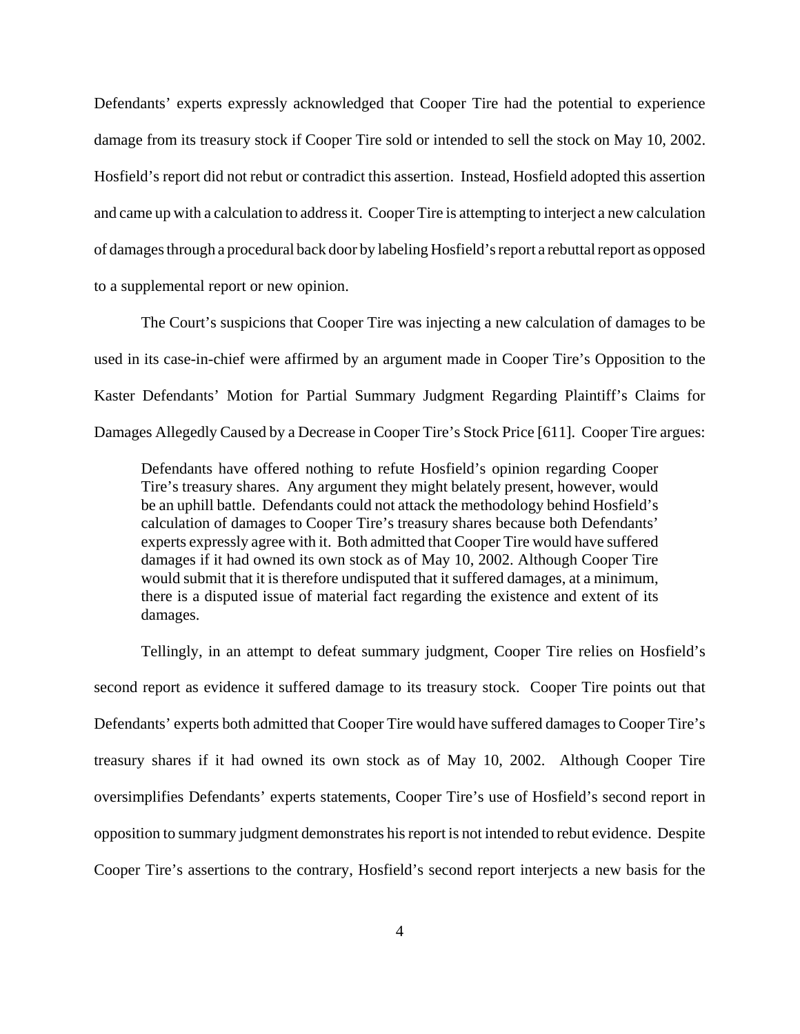Defendants' experts expressly acknowledged that Cooper Tire had the potential to experience damage from its treasury stock if Cooper Tire sold or intended to sell the stock on May 10, 2002. Hosfield's report did not rebut or contradict this assertion. Instead, Hosfield adopted this assertion and came up with a calculation to address it. Cooper Tire is attempting to interject a new calculation of damages through a procedural back door by labeling Hosfield's report a rebuttal report as opposed to a supplemental report or new opinion.

The Court's suspicions that Cooper Tire was injecting a new calculation of damages to be used in its case-in-chief were affirmed by an argument made in Cooper Tire's Opposition to the Kaster Defendants' Motion for Partial Summary Judgment Regarding Plaintiff's Claims for Damages Allegedly Caused by a Decrease in Cooper Tire's Stock Price [611]. Cooper Tire argues:

> Defendants have offered nothing to refute Hosfield's opinion regarding Cooper Tire's treasury shares. Any argument they might belately present, however, would be an uphill battle. Defendants could not attack the methodology behind Hosfield's calculation of damages to Cooper Tire's treasury shares because both Defendants' experts expressly agree with it. Both admitted that Cooper Tire would have suffered damages if it had owned its own stock as of May 10, 2002. Although Cooper Tire would submit that it is therefore undisputed that it suffered damages, at a minimum, there is a disputed issue of material fact regarding the existence and extent of its damages.

Tellingly, in an attempt to defeat summary judgment, Cooper Tire relies on Hosfield's second report as evidence it suffered damage to its treasury stock. Cooper Tire points out that Defendants' experts both admitted that Cooper Tire would have suffered damages to Cooper Tire's treasury shares if it had owned its own stock as of May 10, 2002. Although Cooper Tire oversimplifies Defendants' experts statements, Cooper Tire's use of Hosfield's second report in opposition to summary judgment demonstrates his report is not intended to rebut evidence. Despite Cooper Tire's assertions to the contrary, Hosfield's second report interjects a new basis for the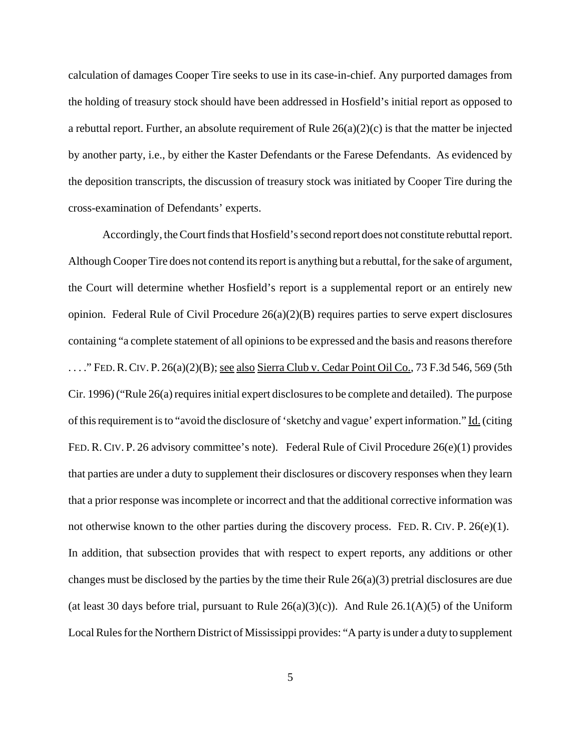calculation of damages Cooper Tire seeks to use in its case-in-chief. Any purported damages from the holding of treasury stock should have been addressed in Hosfield's initial report as opposed to a rebuttal report. Further, an absolute requirement of Rule 26(a)(2)(c) is that the matter be injected by another party, i.e., by either the Kaster Defendants or the Farese Defendants. As evidenced by the deposition transcripts, the discussion of treasury stock was initiated by Cooper Tire during the cross-examination of Defendants' experts.

Accordingly, the Court finds that Hosfield's second report does not constitute rebuttal report. Although Cooper Tire does not contend its report is anything but a rebuttal, for the sake of argument, the Court will determine whether Hosfield's report is a supplemental report or an entirely new opinion. Federal Rule of Civil Procedure 26(a)(2)(B) requires parties to serve expert disclosures containing "a complete statement of all opinions to be expressed and the basis and reasons therefore . . . ." FED. R. CIV. P. 26(a)(2)(B); see also Sierra Club v. Cedar Point Oil Co., 73 F.3d 546, 569 (5th Cir. 1996) ("Rule 26(a) requires initial expert disclosures to be complete and detailed). The purpose of this requirement is to "avoid the disclosure of 'sketchy and vague' expert information." Id. (citing FED. R. CIV. P. 26 advisory committee's note). Federal Rule of Civil Procedure 26(e)(1) provides that parties are under a duty to supplement their disclosures or discovery responses when they learn that a prior response was incomplete or incorrect and that the additional corrective information was not otherwise known to the other parties during the discovery process. FED. R. CIV. P. 26(e)(1). In addition, that subsection provides that with respect to expert reports, any additions or other changes must be disclosed by the parties by the time their Rule 26(a)(3) pretrial disclosures are due (at least 30 days before trial, pursuant to Rule 26(a)(3)(c)). And Rule 26.1(A)(5) of the Uniform Local Rules for the Northern District of Mississippi provides: "A party is under a duty to supplement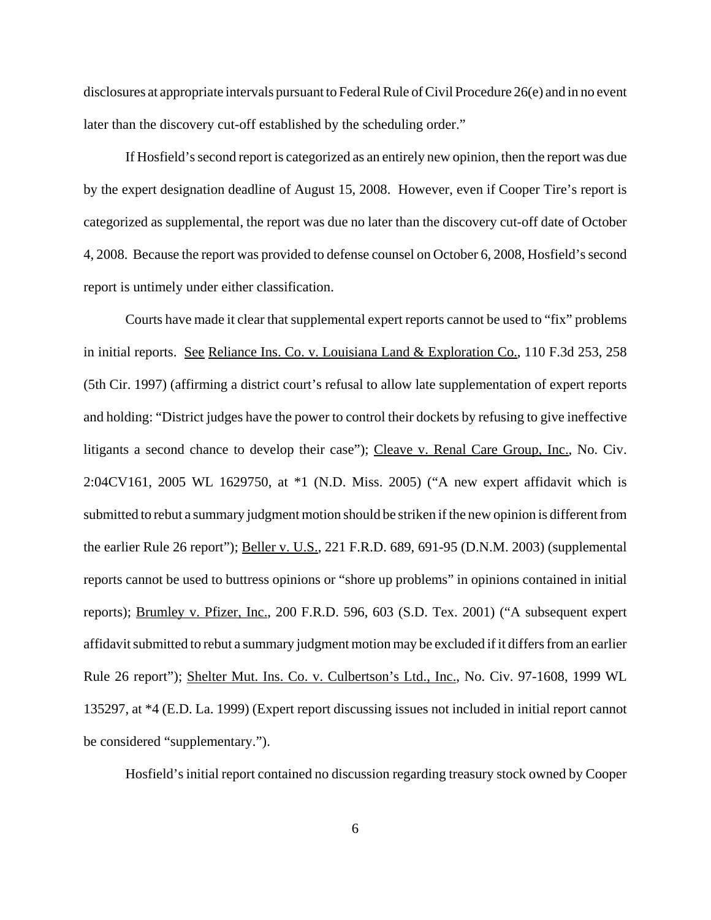disclosures at appropriate intervals pursuant to Federal Rule of Civil Procedure 26(e) and in no event later than the discovery cut-off established by the scheduling order."

If Hosfield's second report is categorized as an entirely new opinion, then the report was due by the expert designation deadline of August 15, 2008. However, even if Cooper Tire's report is categorized as supplemental, the report was due no later than the discovery cut-off date of October 4, 2008. Because the report was provided to defense counsel on October 6, 2008, Hosfield's second report is untimely under either classification.

Courts have made it clear that supplemental expert reports cannot be used to "fix" problems in initial reports. See Reliance Ins. Co. v. Louisiana Land & Exploration Co., 110 F.3d 253, 258 (5th Cir. 1997) (affirming a district court's refusal to allow late supplementation of expert reports and holding: "District judges have the power to control their dockets by refusing to give ineffective litigants a second chance to develop their case"); Cleave v. Renal Care Group, Inc., No. Civ. 2:04CV161, 2005 WL 1629750, at *1 (N.D. Miss. 2005) ("A new expert affidavit which is submitted to rebut a summary judgment motion should be striken if the new opinion is different from the earlier Rule 26 report"); Beller v. U.S., 221 F.R.D. 689, 691-95 (D.N.M. 2003) (supplemental reports cannot be used to buttress opinions or "shore up problems" in opinions contained in initial reports); Brumley v. Pfizer, Inc., 200 F.R.D. 596, 603 (S.D. Tex. 2001) ("A subsequent expert affidavit submitted to rebut a summary judgment motion may be excluded if it differs from an earlier Rule 26 report"); Shelter Mut. Ins. Co. v. Culbertson's Ltd., Inc., No. Civ. 97-1608, 1999 WL 135297, at *4 (E.D. La. 1999) (Expert report discussing issues not included in initial report cannot be considered "supplementary.").

Hosfield's initial report contained no discussion regarding treasury stock owned by Cooper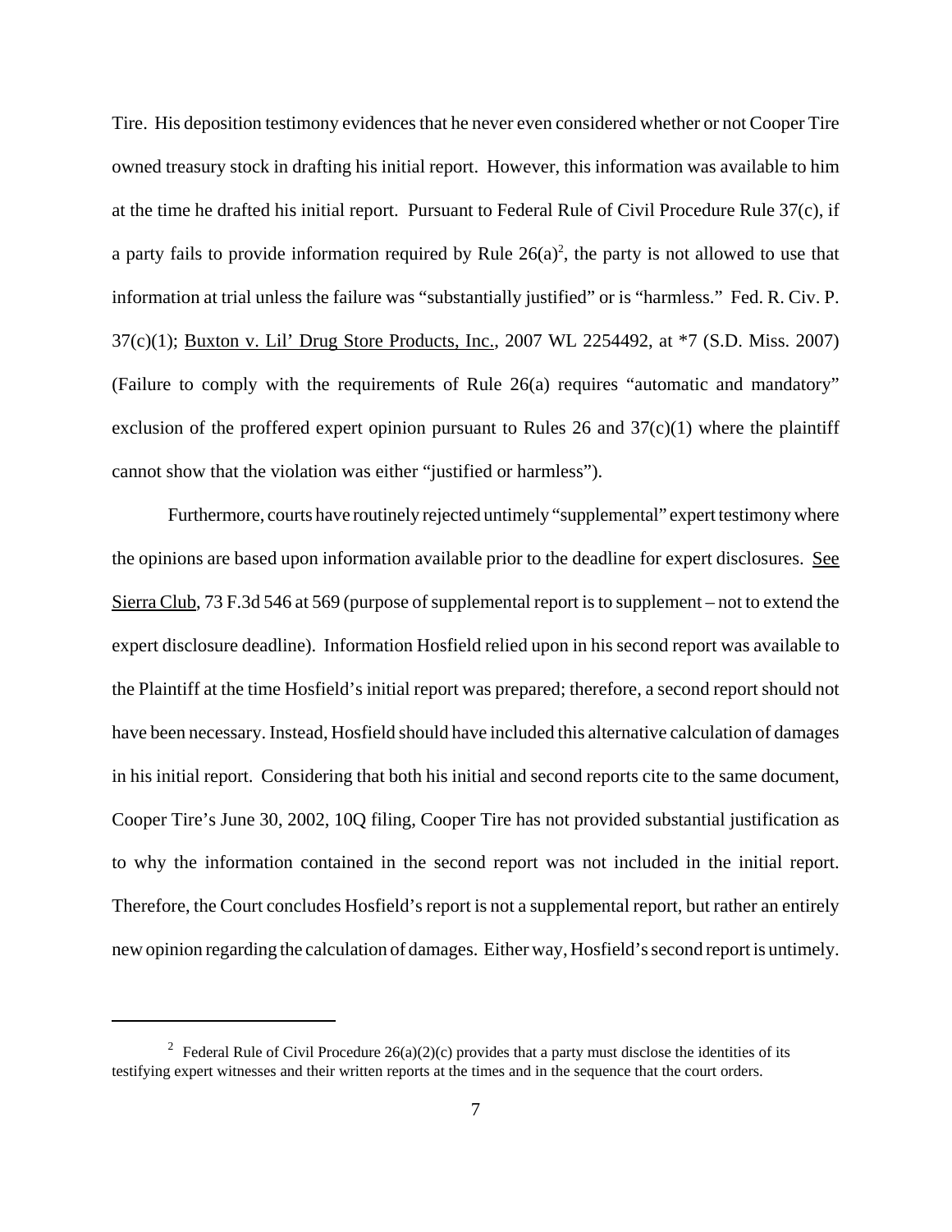Tire. His deposition testimony evidences that he never even considered whether or not Cooper Tire owned treasury stock in drafting his initial report. However, this information was available to him at the time he drafted his initial report. Pursuant to Federal Rule of Civil Procedure Rule 37(c), if a party fails to provide information required by Rule 26(a)[2], the party is not allowed to use that information at trial unless the failure was "substantially justified" or is "harmless." Fed. R. Civ. P. 37(c)(1); Buxton v. Lil' Drug Store Products, Inc., 2007 WL 2254492, at *7 (S.D. Miss. 2007) (Failure to comply with the requirements of Rule 26(a) requires "automatic and mandatory" exclusion of the proffered expert opinion pursuant to Rules 26 and 37(c)(1) where the plaintiff cannot show that the violation was either "justified or harmless").

Furthermore, courts have routinely rejected untimely "supplemental" expert testimony where the opinions are based upon information available prior to the deadline for expert disclosures. See Sierra Club, 73 F.3d 546 at 569 (purpose of supplemental report is to supplement – not to extend the expert disclosure deadline). Information Hosfield relied upon in his second report was available to the Plaintiff at the time Hosfield's initial report was prepared; therefore, a second report should not have been necessary. Instead, Hosfield should have included this alternative calculation of damages in his initial report. Considering that both his initial and second reports cite to the same document, Cooper Tire's June 30, 2002, 10Q filing, Cooper Tire has not provided substantial justification as to why the information contained in the second report was not included in the initial report. Therefore, the Court concludes Hosfield's report is not a supplemental report, but rather an entirely new opinion regarding the calculation of damages. Either way, Hosfield's second report is untimely.

---

[2] Federal Rule of Civil Procedure 26(a)(2)(c) provides that a party must disclose the identities of its testifying expert witnesses and their written reports at the times and in the sequence that the court orders.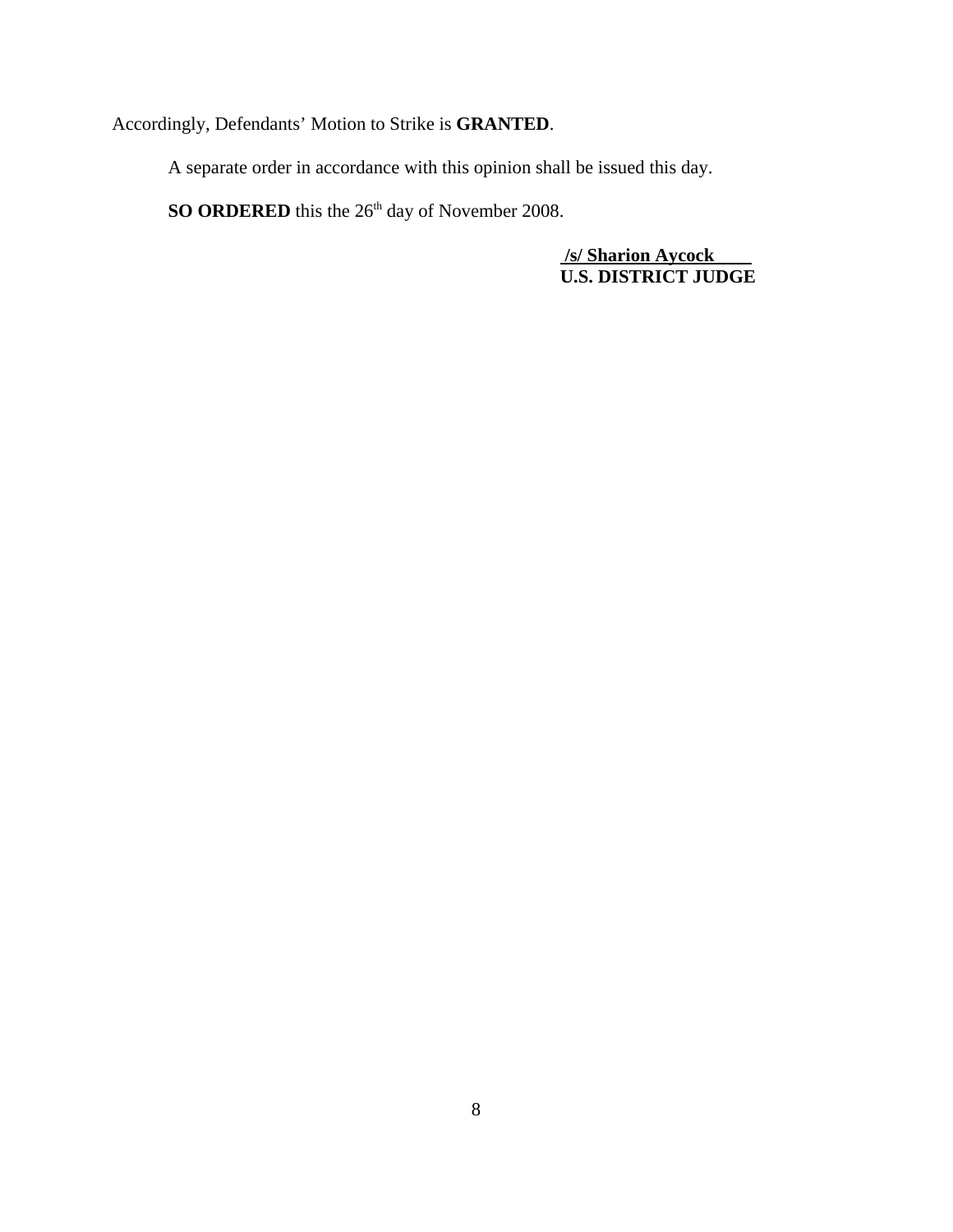Accordingly, Defendants' Motion to Strike is **GRANTED**.

A separate order in accordance with this opinion shall be issued this day.

**SO ORDERED** this the 26th day of November 2008.

**/s/ Sharion Aycock**
**U.S. DISTRICT JUDGE**